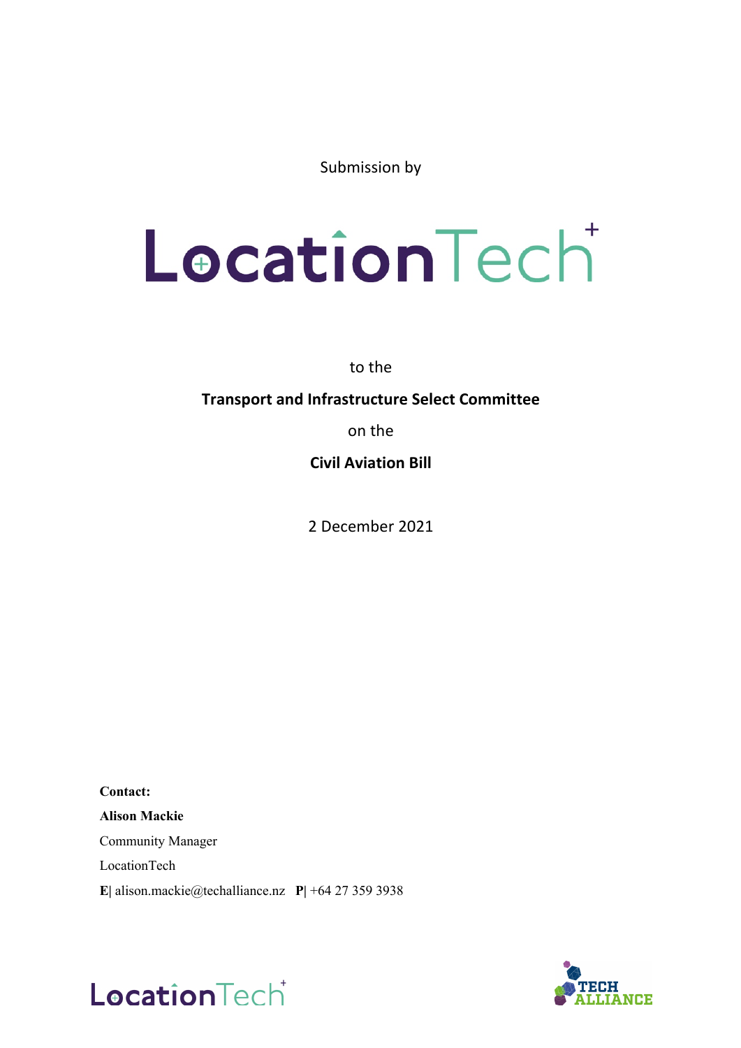Submission by

# LocationTech

to the

**Transport and Infrastructure Select Committee**

on the

**Civil Aviation Bill**

2 December 2021

**Contact:**

**Alison Mackie**

Community Manager

LocationTech

**E|** alison.mackie@techalliance.nz **P|** +64 27 359 3938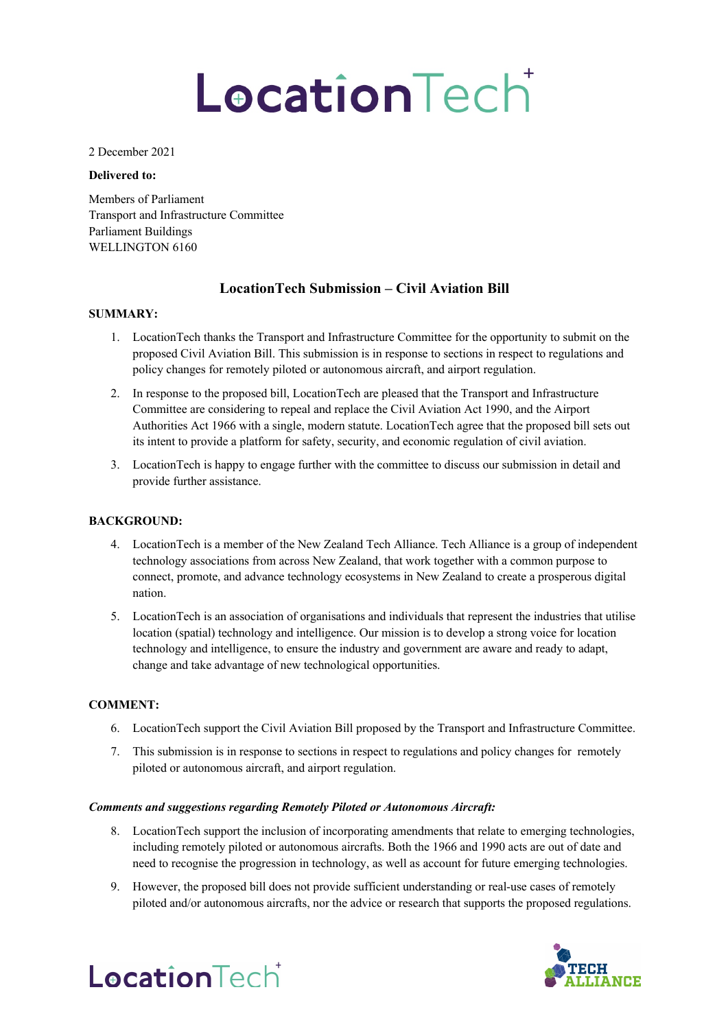2 December 2021

**Delivered to:**

Members of Parliament
Transport and Infrastructure Committee
Parliament Buildings
WELLINGTON 6160

## LocationTech Submission – Civil Aviation Bill

**SUMMARY:**

1. LocationTech thanks the Transport and Infrastructure Committee for the opportunity to submit on the proposed Civil Aviation Bill. This submission is in response to sections in respect to regulations and policy changes for remotely piloted or autonomous aircraft, and airport regulation.
2. In response to the proposed bill, LocationTech are pleased that the Transport and Infrastructure Committee are considering to repeal and replace the Civil Aviation Act 1990, and the Airport Authorities Act 1966 with a single, modern statute. LocationTech agree that the proposed bill sets out its intent to provide a platform for safety, security, and economic regulation of civil aviation.
3. LocationTech is happy to engage further with the committee to discuss our submission in detail and provide further assistance.

**BACKGROUND:**

4. LocationTech is a member of the New Zealand Tech Alliance. Tech Alliance is a group of independent technology associations from across New Zealand, that work together with a common purpose to connect, promote, and advance technology ecosystems in New Zealand to create a prosperous digital nation.
5. LocationTech is an association of organisations and individuals that represent the industries that utilise location (spatial) technology and intelligence. Our mission is to develop a strong voice for location technology and intelligence, to ensure the industry and government are aware and ready to adapt, change and take advantage of new technological opportunities.

**COMMENT:**

6. LocationTech support the Civil Aviation Bill proposed by the Transport and Infrastructure Committee.
7. This submission is in response to sections in respect to regulations and policy changes for remotely piloted or autonomous aircraft, and airport regulation.

***Comments and suggestions regarding Remotely Piloted or Autonomous Aircraft:***

8. LocationTech support the inclusion of incorporating amendments that relate to emerging technologies, including remotely piloted or autonomous aircrafts. Both the 1966 and 1990 acts are out of date and need to recognise the progression in technology, as well as account for future emerging technologies.
9. However, the proposed bill does not provide sufficient understanding or real-use cases of remotely piloted and/or autonomous aircrafts, nor the advice or research that supports the proposed regulations.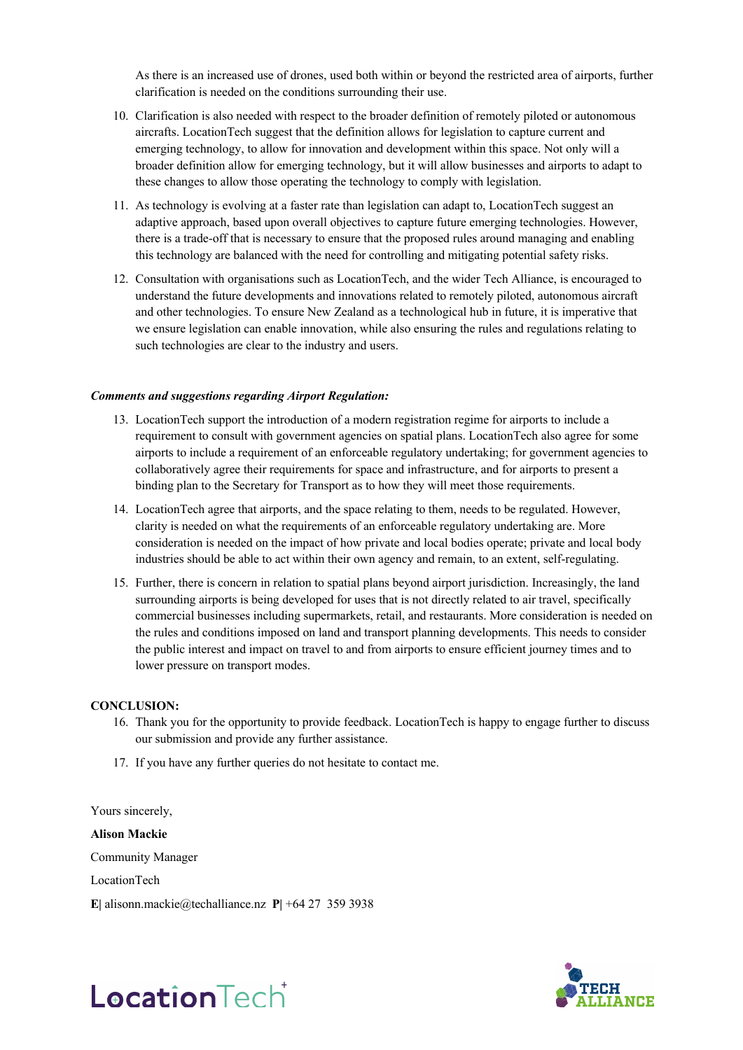As there is an increased use of drones, used both within or beyond the restricted area of airports, further clarification is needed on the conditions surrounding their use.

10. Clarification is also needed with respect to the broader definition of remotely piloted or autonomous aircrafts. LocationTech suggest that the definition allows for legislation to capture current and emerging technology, to allow for innovation and development within this space. Not only will a broader definition allow for emerging technology, but it will allow businesses and airports to adapt to these changes to allow those operating the technology to comply with legislation.

11. As technology is evolving at a faster rate than legislation can adapt to, LocationTech suggest an adaptive approach, based upon overall objectives to capture future emerging technologies. However, there is a trade-off that is necessary to ensure that the proposed rules around managing and enabling this technology are balanced with the need for controlling and mitigating potential safety risks.

12. Consultation with organisations such as LocationTech, and the wider Tech Alliance, is encouraged to understand the future developments and innovations related to remotely piloted, autonomous aircraft and other technologies. To ensure New Zealand as a technological hub in future, it is imperative that we ensure legislation can enable innovation, while also ensuring the rules and regulations relating to such technologies are clear to the industry and users.

***Comments and suggestions regarding Airport Regulation:***

13. LocationTech support the introduction of a modern registration regime for airports to include a requirement to consult with government agencies on spatial plans. LocationTech also agree for some airports to include a requirement of an enforceable regulatory undertaking; for government agencies to collaboratively agree their requirements for space and infrastructure, and for airports to present a binding plan to the Secretary for Transport as to how they will meet those requirements.

14. LocationTech agree that airports, and the space relating to them, needs to be regulated. However, clarity is needed on what the requirements of an enforceable regulatory undertaking are. More consideration is needed on the impact of how private and local bodies operate; private and local body industries should be able to act within their own agency and remain, to an extent, self-regulating.

15. Further, there is concern in relation to spatial plans beyond airport jurisdiction. Increasingly, the land surrounding airports is being developed for uses that is not directly related to air travel, specifically commercial businesses including supermarkets, retail, and restaurants. More consideration is needed on the rules and conditions imposed on land and transport planning developments. This needs to consider the public interest and impact on travel to and from airports to ensure efficient journey times and to lower pressure on transport modes.

**CONCLUSION:**

16. Thank you for the opportunity to provide feedback. LocationTech is happy to engage further to discuss our submission and provide any further assistance.

17. If you have any further queries do not hesitate to contact me.

Yours sincerely,

**Alison Mackie**

Community Manager

LocationTech

**E|** alisonn.mackie@techalliance.nz **P|** +64 27 359 3938

LocationTech

TECH ALLIANCE